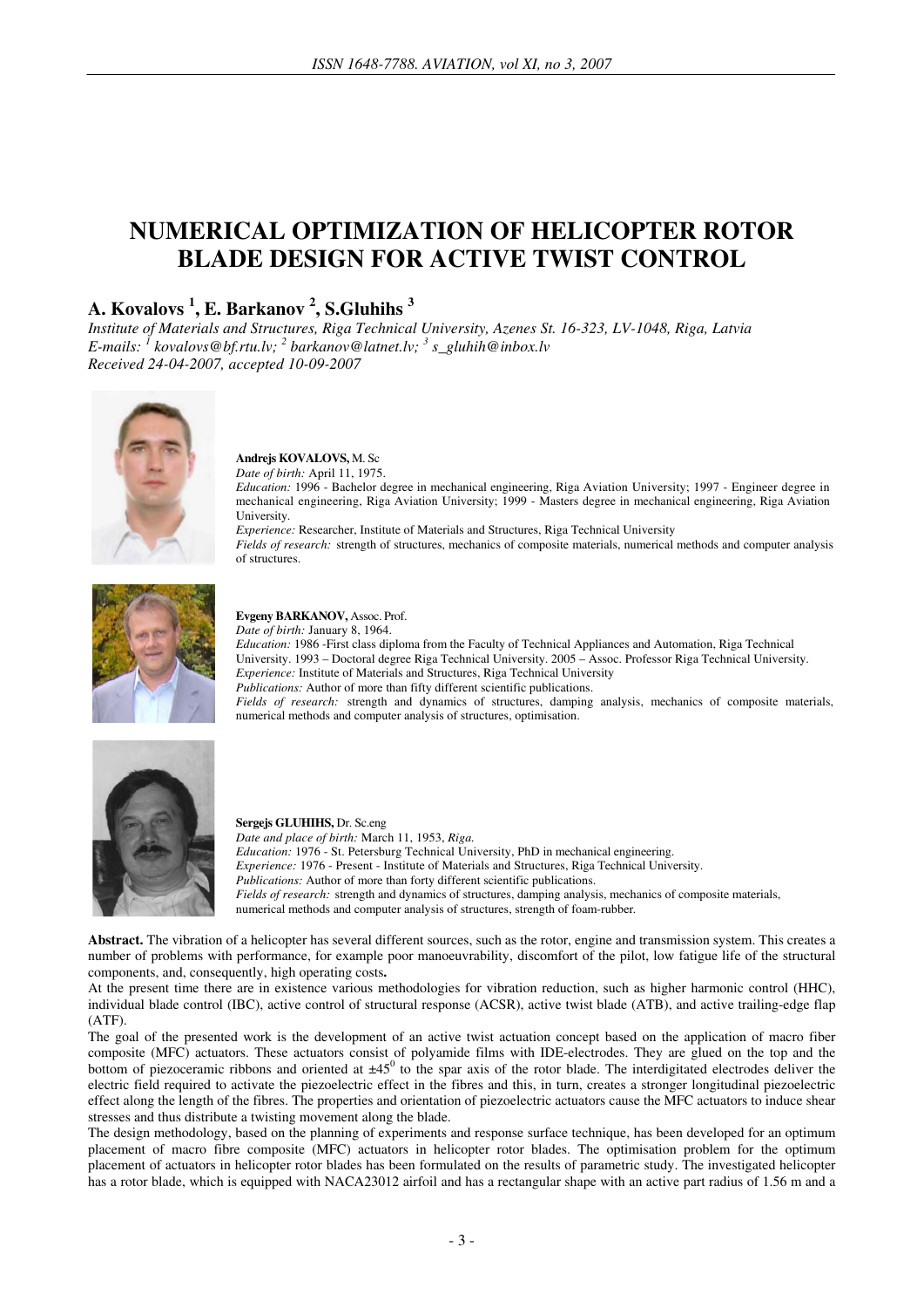# NUMERICAL OPTIMIZATION OF HELICOPTER ROTOR BLADE DESIGN FOR ACTIVE TWIST CONTROL

## A. Kovalovs [1], E. Barkanov [2], S.Gluhihs [3]

*Institute of Materials and Structures, Riga Technical University, Azenes St. 16-323, LV-1048, Riga, Latvia*
*E-mails: [1] kovalovs@bf.rtu.lv; [2] barkanov@latnet.lv; [3] s_gluhih@inbox.lv*
*Received 24-04-2007, accepted 10-09-2007*

**Andrejs KOVALOVS,** M. Sc
*Date of birth:* April 11, 1975.
*Education:* 1996 - Bachelor degree in mechanical engineering, Riga Aviation University; 1997 - Engineer degree in mechanical engineering, Riga Aviation University; 1999 - Masters degree in mechanical engineering, Riga Aviation University.
*Experience:* Researcher, Institute of Materials and Structures, Riga Technical University
*Fields of research:* strength of structures, mechanics of composite materials, numerical methods and computer analysis of structures.

**Evgeny BARKANOV,** Assoc. Prof.
*Date of birth:* January 8, 1964.
*Education:* 1986 -First class diploma from the Faculty of Technical Appliances and Automation, Riga Technical University. 1993 – Doctoral degree Riga Technical University. 2005 – Assoc. Professor Riga Technical University.
*Experience:* Institute of Materials and Structures, Riga Technical University
*Publications:* Author of more than fifty different scientific publications.
*Fields of research:* strength and dynamics of structures, damping analysis, mechanics of composite materials, numerical methods and computer analysis of structures, optimisation.

**Sergejs GLUHIHS,** Dr. Sc.eng
*Date and place of birth:* March 11, 1953, *Riga.*
*Education:* 1976 - St. Petersburg Technical University, PhD in mechanical engineering.
*Experience:* 1976 - Present - Institute of Materials and Structures, Riga Technical University.
*Publications:* Author of more than forty different scientific publications.
*Fields of research:* strength and dynamics of structures, damping analysis, mechanics of composite materials, numerical methods and computer analysis of structures, strength of foam-rubber.

**Abstract.** The vibration of a helicopter has several different sources, such as the rotor, engine and transmission system. This creates a number of problems with performance, for example poor manoeuvrability, discomfort of the pilot, low fatigue life of the structural components, and, consequently, high operating costs**.**

At the present time there are in existence various methodologies for vibration reduction, such as higher harmonic control (HHC), individual blade control (IBC), active control of structural response (ACSR), active twist blade (ATB), and active trailing-edge flap (ATF).

The goal of the presented work is the development of an active twist actuation concept based on the application of macro fiber composite (MFC) actuators. These actuators consist of polyamide films with IDE-electrodes. They are glued on the top and the bottom of piezoceramic ribbons and oriented at $\pm45^0$ to the spar axis of the rotor blade. The interdigitated electrodes deliver the electric field required to activate the piezoelectric effect in the fibres and this, in turn, creates a stronger longitudinal piezoelectric effect along the length of the fibres. The properties and orientation of piezoelectric actuators cause the MFC actuators to induce shear stresses and thus distribute a twisting movement along the blade.

The design methodology, based on the planning of experiments and response surface technique, has been developed for an optimum placement of macro fibre composite (MFC) actuators in helicopter rotor blades. The optimisation problem for the optimum placement of actuators in helicopter rotor blades has been formulated on the results of parametric study. The investigated helicopter has a rotor blade, which is equipped with NACA23012 airfoil and has a rectangular shape with an active part radius of 1.56 m and a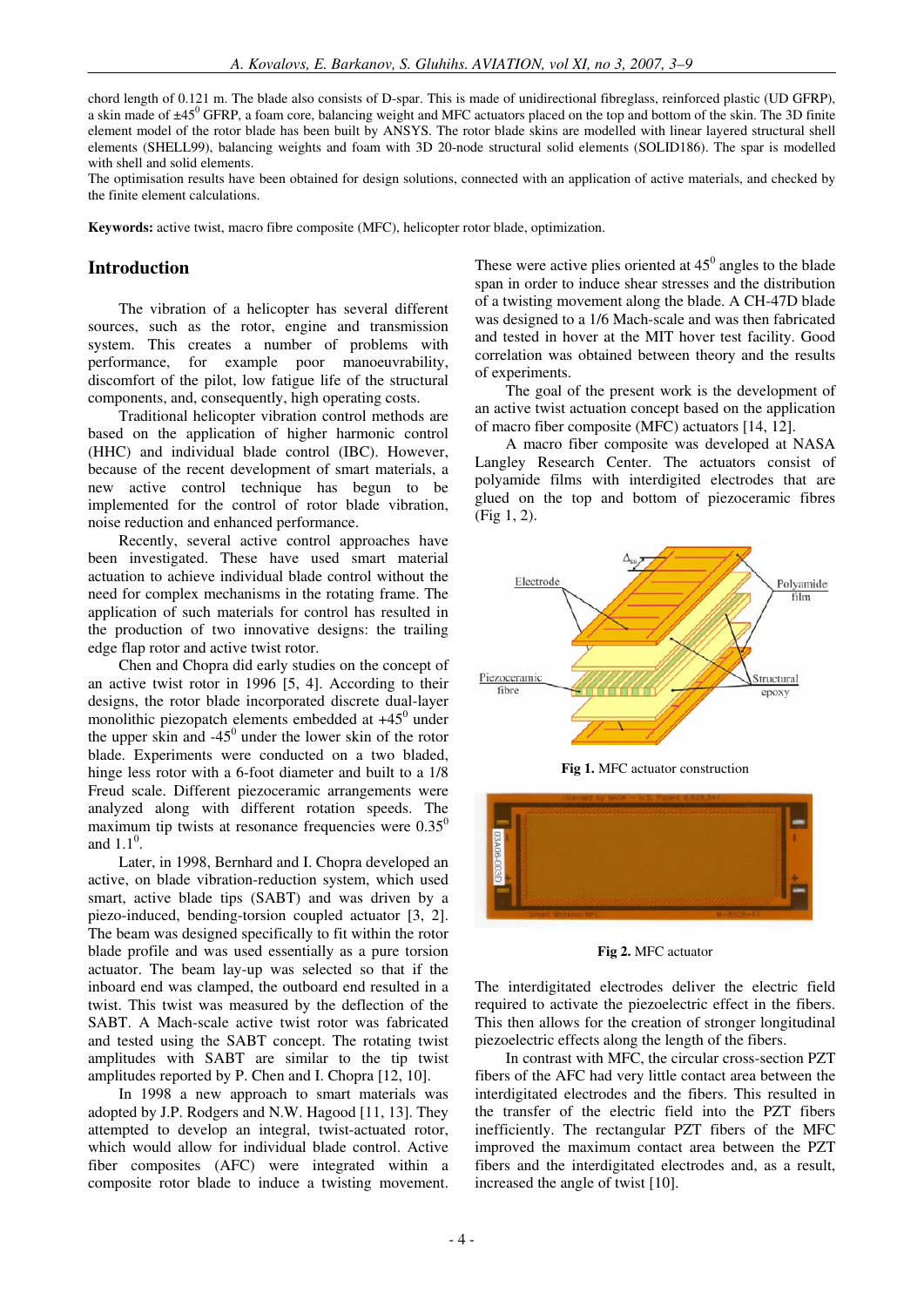chord length of 0.121 m. The blade also consists of D-spar. This is made of unidirectional fibreglass, reinforced plastic (UD GFRP), a skin made of ±45$^0$ GFRP, a foam core, balancing weight and MFC actuators placed on the top and bottom of the skin. The 3D finite element model of the rotor blade has been built by ANSYS. The rotor blade skins are modelled with linear layered structural shell elements (SHELL99), balancing weights and foam with 3D 20-node structural solid elements (SOLID186). The spar is modelled with shell and solid elements.

The optimisation results have been obtained for design solutions, connected with an application of active materials, and checked by the finite element calculations.

**Keywords:** active twist, macro fibre composite (MFC), helicopter rotor blade, optimization.

## Introduction

The vibration of a helicopter has several different sources, such as the rotor, engine and transmission system. This creates a number of problems with performance, for example poor manoeuvrability, discomfort of the pilot, low fatigue life of the structural components, and, consequently, high operating costs.

Traditional helicopter vibration control methods are based on the application of higher harmonic control (HHC) and individual blade control (IBC). However, because of the recent development of smart materials, a new active control technique has begun to be implemented for the control of rotor blade vibration, noise reduction and enhanced performance.

Recently, several active control approaches have been investigated. These have used smart material actuation to achieve individual blade control without the need for complex mechanisms in the rotating frame. The application of such materials for control has resulted in the production of two innovative designs: the trailing edge flap rotor and active twist rotor.

Chen and Chopra did early studies on the concept of an active twist rotor in 1996 [5, 4]. According to their designs, the rotor blade incorporated discrete dual-layer monolithic piezopatch elements embedded at +45$^0$ under the upper skin and -45$^0$ under the lower skin of the rotor blade. Experiments were conducted on a two bladed, hinge less rotor with a 6-foot diameter and built to a 1/8 Freud scale. Different piezoceramic arrangements were analyzed along with different rotation speeds. The maximum tip twists at resonance frequencies were 0.35$^0$ and 1.1$^0$.

Later, in 1998, Bernhard and I. Chopra developed an active, on blade vibration-reduction system, which used smart, active blade tips (SABT) and was driven by a piezo-induced, bending-torsion coupled actuator [3, 2]. The beam was designed specifically to fit within the rotor blade profile and was used essentially as a pure torsion actuator. The beam lay-up was selected so that if the inboard end was clamped, the outboard end resulted in a twist. This twist was measured by the deflection of the SABT. A Mach-scale active twist rotor was fabricated and tested using the SABT concept. The rotating twist amplitudes with SABT are similar to the tip twist amplitudes reported by P. Chen and I. Chopra [12, 10].

In 1998 a new approach to smart materials was adopted by J.P. Rodgers and N.W. Hagood [11, 13]. They attempted to develop an integral, twist-actuated rotor, which would allow for individual blade control. Active fiber composites (AFC) were integrated within a composite rotor blade to induce a twisting movement. These were active plies oriented at 45$^0$ angles to the blade span in order to induce shear stresses and the distribution of a twisting movement along the blade. A CH-47D blade was designed to a 1/6 Mach-scale and was then fabricated and tested in hover at the MIT hover test facility. Good correlation was obtained between theory and the results of experiments.

The goal of the present work is the development of an active twist actuation concept based on the application of macro fiber composite (MFC) actuators [14, 12].

A macro fiber composite was developed at NASA Langley Research Center. The actuators consist of polyamide films with interdigited electrodes that are glued on the top and bottom of piezoceramic fibres (Fig 1, 2).

**Fig 1.** MFC actuator construction

**Fig 2.** MFC actuator

The interdigitated electrodes deliver the electric field required to activate the piezoelectric effect in the fibers. This then allows for the creation of stronger longitudinal piezoelectric effects along the length of the fibers.

In contrast with MFC, the circular cross-section PZT fibers of the AFC had very little contact area between the interdigitated electrodes and the fibers. This resulted in the transfer of the electric field into the PZT fibers inefficiently. The rectangular PZT fibers of the MFC improved the maximum contact area between the PZT fibers and the interdigitated electrodes and, as a result, increased the angle of twist [10].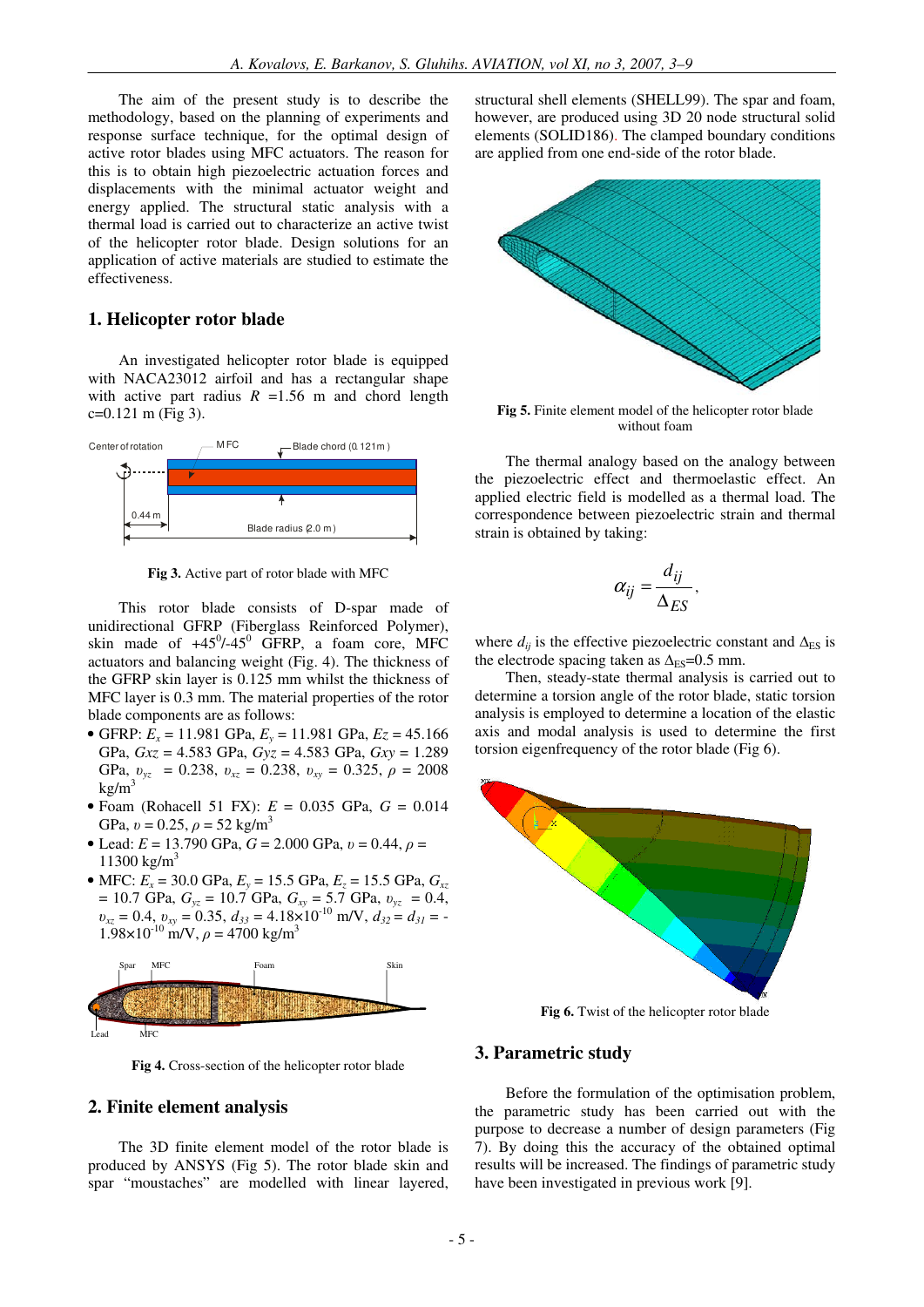The aim of the present study is to describe the methodology, based on the planning of experiments and response surface technique, for the optimal design of active rotor blades using MFC actuators. The reason for this is to obtain high piezoelectric actuation forces and displacements with the minimal actuator weight and energy applied. The structural static analysis with a thermal load is carried out to characterize an active twist of the helicopter rotor blade. Design solutions for an application of active materials are studied to estimate the effectiveness.

## 1. Helicopter rotor blade

An investigated helicopter rotor blade is equipped with NACA23012 airfoil and has a rectangular shape with active part radius $R$ =1.56 m and chord length c=0.121 m (Fig 3).

**Fig 3.** Active part of rotor blade with MFC

This rotor blade consists of D-spar made of unidirectional GFRP (Fiberglass Reinforced Polymer), skin made of $+45^0/-45^0$ GFRP, a foam core, MFC actuators and balancing weight (Fig. 4). The thickness of the GFRP skin layer is 0.125 mm whilst the thickness of MFC layer is 0.3 mm. The material properties of the rotor blade components are as follows:

- GFRP: $E_x$ = 11.981 GPa, $E_y$ = 11.981 GPa, $Ez$ = 45.166 GPa, $Gxz$ = 4.583 GPa, $Gyz$ = 4.583 GPa, $Gxy$ = 1.289 GPa, $\upsilon_{yz}$ = 0.238, $\upsilon_{xz}$ = 0.238, $\upsilon_{xy}$ = 0.325, $\rho$ = 2008 kg/m$^3$
- Foam (Rohacell 51 FX): $E$ = 0.035 GPa, $G$ = 0.014 GPa, $\upsilon$ = 0.25, $\rho$ = 52 kg/m$^3$
- Lead: $E$ = 13.790 GPa, $G$ = 2.000 GPa, $\upsilon$ = 0.44, $\rho$ = 11300 kg/m$^3$
- MFC: $E_x$ = 30.0 GPa, $E_y$ = 15.5 GPa, $E_z$ = 15.5 GPa, $G_{xz}$ = 10.7 GPa, $G_{yz}$ = 10.7 GPa, $G_{xy}$ = 5.7 GPa, $\upsilon_{yz}$ = 0.4, $\upsilon_{xz}$ = 0.4, $\upsilon_{xy}$ = 0.35, $d_{33}$ = 4.18×10$^{-10}$ m/V, $d_{32} = d_{31}$ = -1.98×10$^{-10}$ m/V, $\rho$ = 4700 kg/m$^3$

**Fig 4.** Cross-section of the helicopter rotor blade

## 2. Finite element analysis

The 3D finite element model of the rotor blade is produced by ANSYS (Fig 5). The rotor blade skin and spar "moustaches" are modelled with linear layered, structural shell elements (SHELL99). The spar and foam, however, are produced using 3D 20 node structural solid elements (SOLID186). The clamped boundary conditions are applied from one end-side of the rotor blade.

**Fig 5.** Finite element model of the helicopter rotor blade without foam

The thermal analogy based on the analogy between the piezoelectric effect and thermoelastic effect. An applied electric field is modelled as a thermal load. The correspondence between piezoelectric strain and thermal strain is obtained by taking:

$$\alpha_{ij} = \frac{d_{ij}}{\Delta_{ES}},$$

where $d_{ij}$ is the effective piezoelectric constant and $\Delta_{ES}$ is the electrode spacing taken as $\Delta_{ES}$=0.5 mm.

Then, steady-state thermal analysis is carried out to determine a torsion angle of the rotor blade, static torsion analysis is employed to determine a location of the elastic axis and modal analysis is used to determine the first torsion eigenfrequency of the rotor blade (Fig 6).

**Fig 6.** Twist of the helicopter rotor blade

## 3. Parametric study

Before the formulation of the optimisation problem, the parametric study has been carried out with the purpose to decrease a number of design parameters (Fig 7). By doing this the accuracy of the obtained optimal results will be increased. The findings of parametric study have been investigated in previous work [9].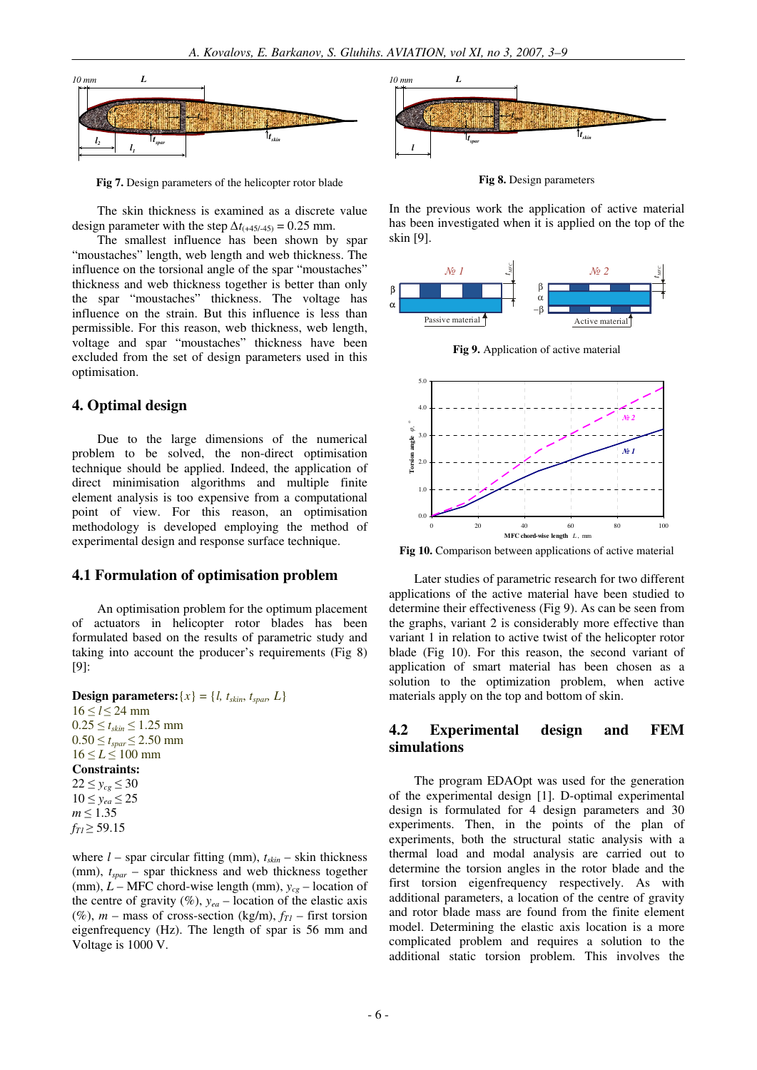Fig 7. Design parameters of the helicopter rotor blade

The skin thickness is examined as a discrete value design parameter with the step $\Delta t_{(+45/-45)} = 0.25$ mm.

The smallest influence has been shown by spar "moustaches" length, web length and web thickness. The influence on the torsional angle of the spar "moustaches" thickness and web thickness together is better than only the spar "moustaches" thickness. The voltage has influence on the strain. But this influence is less than permissible. For this reason, web thickness, web length, voltage and spar "moustaches" thickness have been excluded from the set of design parameters used in this optimisation.

## 4. Optimal design

Due to the large dimensions of the numerical problem to be solved, the non-direct optimisation technique should be applied. Indeed, the application of direct minimisation algorithms and multiple finite element analysis is too expensive from a computational point of view. For this reason, an optimisation methodology is developed employing the method of experimental design and response surface technique.

### 4.1 Formulation of optimisation problem

An optimisation problem for the optimum placement of actuators in helicopter rotor blades has been formulated based on the results of parametric study and taking into account the producer's requirements (Fig 8) [9]:

**Design parameters:** $\{x\} = \{l, t_{skin}, t_{spar}, L\}$

$16 \leq l \leq 24$ mm

$0.25 \leq t_{skin} \leq 1.25$ mm

$0.50 \leq t_{spar} \leq 2.50$ mm

$16 \leq L \leq 100$ mm

**Constraints:**

$22 \leq y_{cg} \leq 30$

$10 \leq y_{ea} \leq 25$

$m \leq 1.35$

$f_{T1} \geq 59.15$

where $l$ – spar circular fitting (mm), $t_{skin}$ – skin thickness (mm), $t_{spar}$ – spar thickness and web thickness together (mm), $L$ – MFC chord-wise length (mm), $y_{cg}$ – location of the centre of gravity (%), $y_{ea}$ – location of the elastic axis (%), $m$ – mass of cross-section (kg/m), $f_{T1}$ – first torsion eigenfrequency (Hz). The length of spar is 56 mm and Voltage is 1000 V.

Fig 8. Design parameters

In the previous work the application of active material has been investigated when it is applied on the top of the skin [9].

Fig 9. Application of active material

Fig 10. Comparison between applications of active material

Later studies of parametric research for two different applications of the active material have been studied to determine their effectiveness (Fig 9). As can be seen from the graphs, variant 2 is considerably more effective than variant 1 in relation to active twist of the helicopter rotor blade (Fig 10). For this reason, the second variant of application of smart material has been chosen as a solution to the optimization problem, when active materials apply on the top and bottom of skin.

### 4.2 Experimental design and FEM simulations

The program EDAOpt was used for the generation of the experimental design [1]. D-optimal experimental design is formulated for 4 design parameters and 30 experiments. Then, in the points of the plan of experiments, both the structural static analysis with a thermal load and modal analysis are carried out to determine the torsion angles in the rotor blade and the first torsion eigenfrequency respectively. As with additional parameters, a location of the centre of gravity and rotor blade mass are found from the finite element model. Determining the elastic axis location is a more complicated problem and requires a solution to the additional static torsion problem. This involves the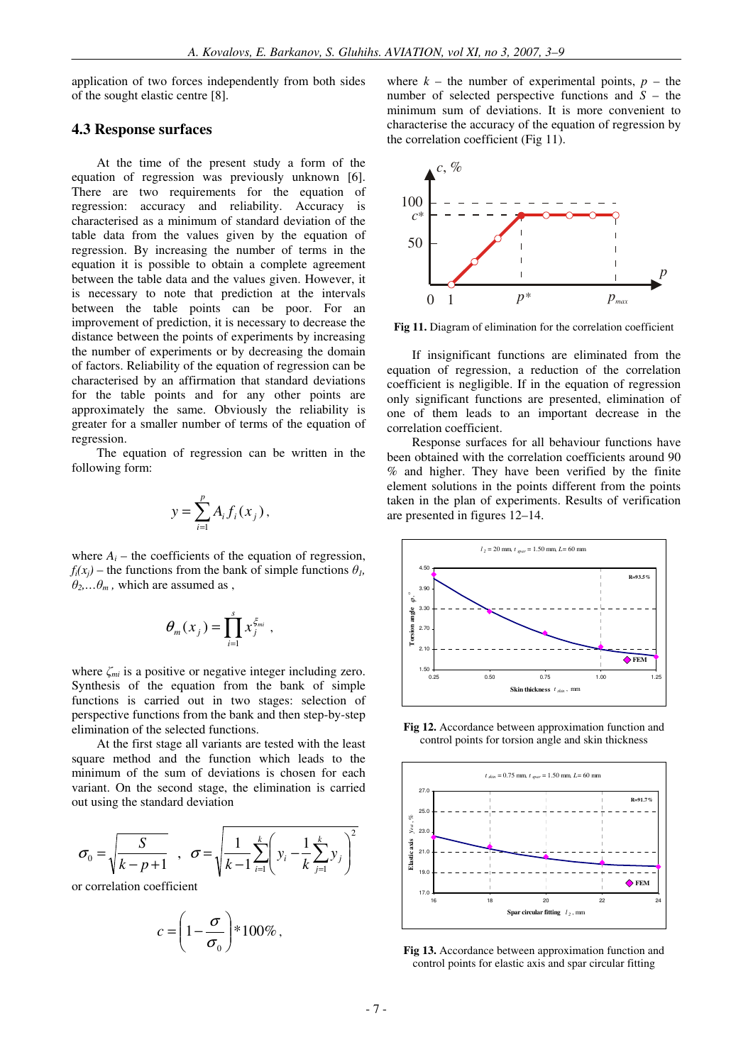application of two forces independently from both sides of the sought elastic centre [8].

### 4.3 Response surfaces

At the time of the present study a form of the equation of regression was previously unknown [6]. There are two requirements for the equation of regression: accuracy and reliability. Accuracy is characterised as a minimum of standard deviation of the table data from the values given by the equation of regression. By increasing the number of terms in the equation it is possible to obtain a complete agreement between the table data and the values given. However, it is necessary to note that prediction at the intervals between the table points can be poor. For an improvement of prediction, it is necessary to decrease the distance between the points of experiments by increasing the number of experiments or by decreasing the domain of factors. Reliability of the equation of regression can be characterised by an affirmation that standard deviations for the table points and for any other points are approximately the same. Obviously the reliability is greater for a smaller number of terms of the equation of regression.

The equation of regression can be written in the following form:

$$y = \sum_{i=1}^{p} A_i f_i(x_j),$$

where $A_i$ – the coefficients of the equation of regression, $f_i(x_j)$ – the functions from the bank of simple functions $\theta_1$, $\theta_2$,…$\theta_m$ , which are assumed as ,

$$\theta_m(x_j) = \prod_{i=1}^{s} x_j^{\xi_{mi}},$$

where $\zeta_{mi}$ is a positive or negative integer including zero. Synthesis of the equation from the bank of simple functions is carried out in two stages: selection of perspective functions from the bank and then step-by-step elimination of the selected functions.

At the first stage all variants are tested with the least square method and the function which leads to the minimum of the sum of deviations is chosen for each variant. On the second stage, the elimination is carried out using the standard deviation

$$\sigma_0 = \sqrt{\frac{S}{k-p+1}}, \quad \sigma = \sqrt{\frac{1}{k-1}\sum_{i=1}^{k}\left(y_i - \frac{1}{k}\sum_{j=1}^{k} y_j\right)^2}$$

or correlation coefficient

$$c = \left(1 - \frac{\sigma}{\sigma_0}\right) * 100\%,$$

where $k$ – the number of experimental points, $p$ – the number of selected perspective functions and $S$ – the minimum sum of deviations. It is more convenient to characterise the accuracy of the equation of regression by the correlation coefficient (Fig 11).

**Fig 11.** Diagram of elimination for the correlation coefficient

If insignificant functions are eliminated from the equation of regression, a reduction of the correlation coefficient is negligible. If in the equation of regression only significant functions are presented, elimination of one of them leads to an important decrease in the correlation coefficient.

Response surfaces for all behaviour functions have been obtained with the correlation coefficients around 90 % and higher. They have been verified by the finite element solutions in the points different from the points taken in the plan of experiments. Results of verification are presented in figures 12–14.

**Fig 12.** Accordance between approximation function and control points for torsion angle and skin thickness

**Fig 13.** Accordance between approximation function and control points for elastic axis and spar circular fitting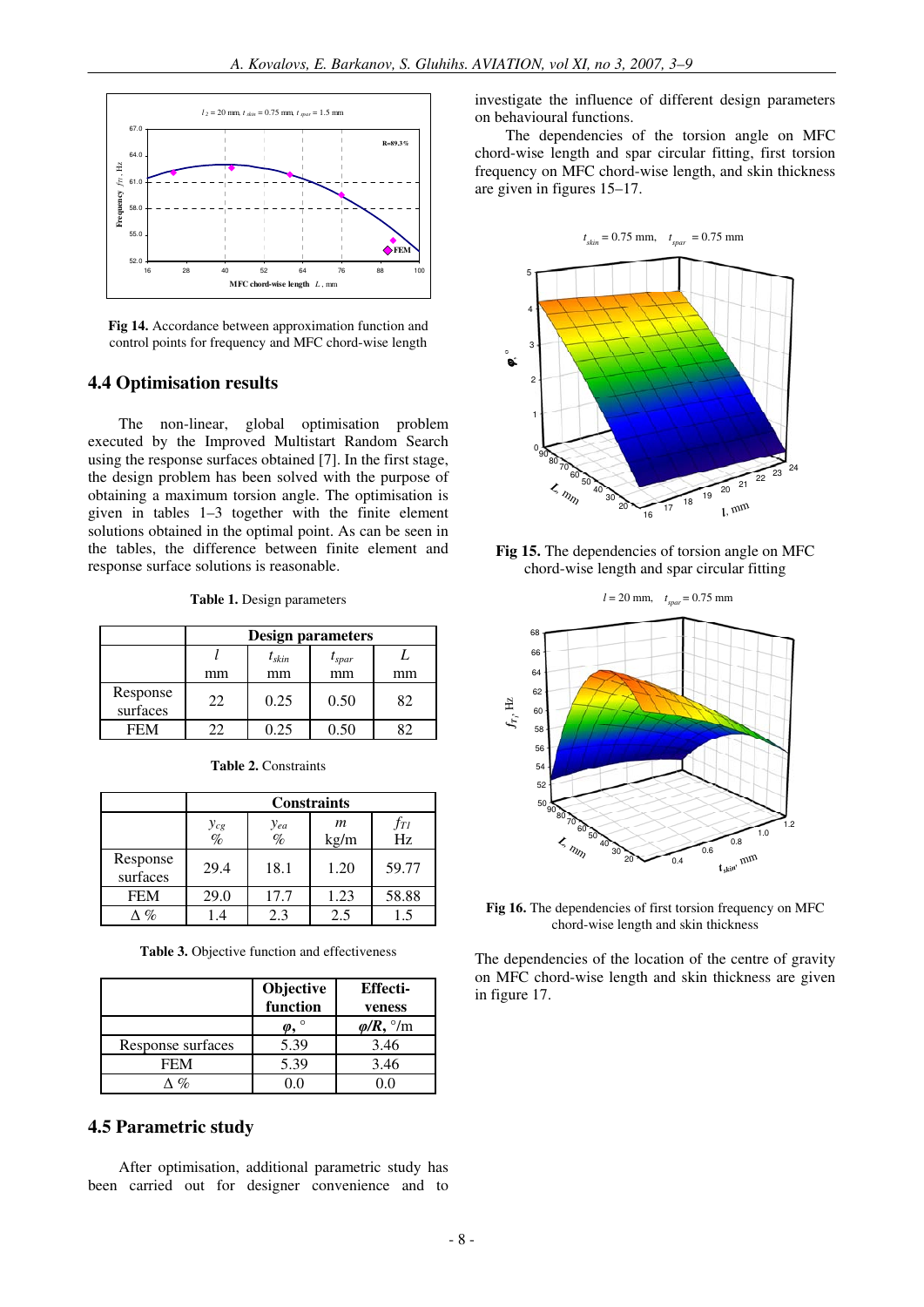Fig 14. Accordance between approximation function and control points for frequency and MFC chord-wise length

## 4.4 Optimisation results

The non-linear, global optimisation problem executed by the Improved Multistart Random Search using the response surfaces obtained [7]. In the first stage, the design problem has been solved with the purpose of obtaining a maximum torsion angle. The optimisation is given in tables 1–3 together with the finite element solutions obtained in the optimal point. As can be seen in the tables, the difference between finite element and response surface solutions is reasonable.

**Table 1.** Design parameters

| | Design parameters | | | |
|---|---|---|---|---|
| | $l$ mm | $t_{skin}$ mm | $t_{spar}$ mm | $L$ mm |
| Response surfaces | 22 | 0.25 | 0.50 | 82 |
| FEM | 22 | 0.25 | 0.50 | 82 |

**Table 2.** Constraints

| | Constraints | | | |
|---|---|---|---|---|
| | $y_{cg}$ % | $y_{ea}$ % | $m$ kg/m | $f_{T1}$ Hz |
| Response surfaces | 29.4 | 18.1 | 1.20 | 59.77 |
| FEM | 29.0 | 17.7 | 1.23 | 58.88 |
| Δ % | 1.4 | 2.3 | 2.5 | 1.5 |

**Table 3.** Objective function and effectiveness

| | Objective function | Effectiveness |
|---|---|---|
| | $\varphi$, ° | $\varphi/R$, °/m |
| Response surfaces | 5.39 | 3.46 |
| FEM | 5.39 | 3.46 |
| Δ % | 0.0 | 0.0 |

## 4.5 Parametric study

After optimisation, additional parametric study has been carried out for designer convenience and to investigate the influence of different design parameters on behavioural functions.

The dependencies of the torsion angle on MFC chord-wise length and spar circular fitting, first torsion frequency on MFC chord-wise length, and skin thickness are given in figures 15–17.

**Fig 15.** The dependencies of torsion angle on MFC chord-wise length and spar circular fitting

**Fig 16.** The dependencies of first torsion frequency on MFC chord-wise length and skin thickness

The dependencies of the location of the centre of gravity on MFC chord-wise length and skin thickness are given in figure 17.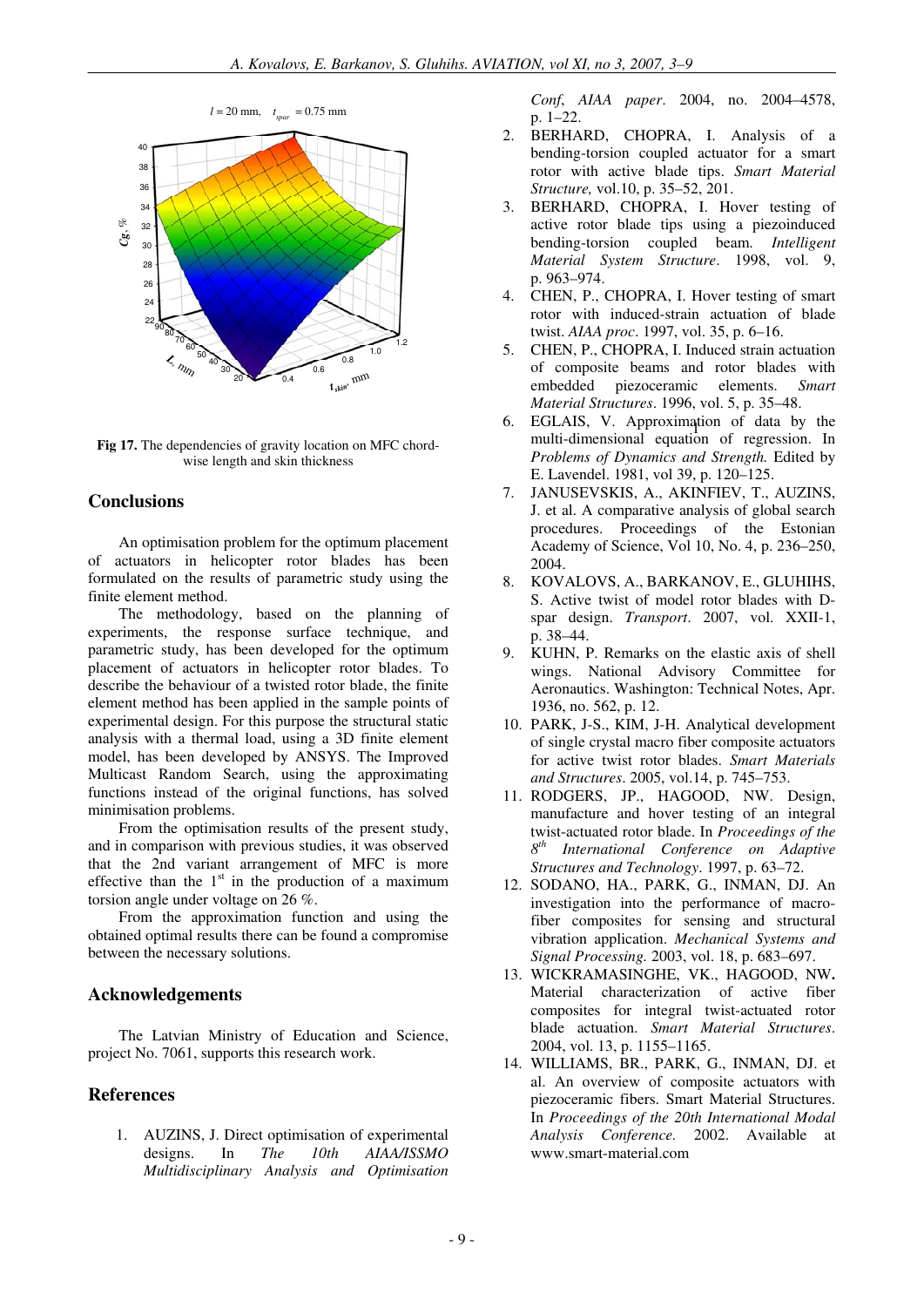$l = 20$ mm, $t_{spar} = 0.75$ mm

Cg, %

40
38
36
34
32
30
28
26
24
22

L, mm

90
80
70
60
50
40
30
20

$t_{skin}$, mm

0.4
0.6
0.8
1.0
1.2

**Fig 17.** The dependencies of gravity location on MFC chord-wise length and skin thickness

## Conclusions

An optimisation problem for the optimum placement of actuators in helicopter rotor blades has been formulated on the results of parametric study using the finite element method.

The methodology, based on the planning of experiments, the response surface technique, and parametric study, has been developed for the optimum placement of actuators in helicopter rotor blades. To describe the behaviour of a twisted rotor blade, the finite element method has been applied in the sample points of experimental design. For this purpose the structural static analysis with a thermal load, using a 3D finite element model, has been developed by ANSYS. The Improved Multicast Random Search, using the approximating functions instead of the original functions, has solved minimisation problems.

From the optimisation results of the present study, and in comparison with previous studies, it was observed that the 2nd variant arrangement of MFC is more effective than the 1st in the production of a maximum torsion angle under voltage on 26 %.

From the approximation function and using the obtained optimal results there can be found a compromise between the necessary solutions.

## Acknowledgements

The Latvian Ministry of Education and Science, project No. 7061, supports this research work.

## References

1. AUZINS, J. Direct optimisation of experimental designs. In *The 10th AIAA/ISSMO Multidisciplinary Analysis and Optimisation Conf*, *AIAA paper*. 2004, no. 2004–4578, p. 1–22.
2. BERHARD, CHOPRA, I. Analysis of a bending-torsion coupled actuator for a smart rotor with active blade tips. *Smart Material Structure,* vol.10, p. 35–52, 201.
3. BERHARD, CHOPRA, I. Hover testing of active rotor blade tips using a piezoinduced bending-torsion coupled beam. *Intelligent Material System Structure*. 1998, vol. 9, p. 963–974.
4. CHEN, P., CHOPRA, I. Hover testing of smart rotor with induced-strain actuation of blade twist. *AIAA proc*. 1997, vol. 35, p. 6–16.
5. CHEN, P., CHOPRA, I. Induced strain actuation of composite beams and rotor blades with embedded piezoceramic elements. *Smart Material Structures*. 1996, vol. 5, p. 35–48.
6. EGLAIS, V. Approximation of data by the multi-dimensional equation of regression. In *Problems of Dynamics and Strength.* Edited by E. Lavendel. 1981, vol 39, p. 120–125.
7. JANUSEVSKIS, A., AKINFIEV, T., AUZINS, J. et al. A comparative analysis of global search procedures. Proceedings of the Estonian Academy of Science, Vol 10, No. 4, p. 236–250, 2004.
8. KOVALOVS, A., BARKANOV, E., GLUHIHS, S. Active twist of model rotor blades with D-spar design. *Transport*. 2007, vol. XXII-1, p. 38–44.
9. KUHN, P. Remarks on the elastic axis of shell wings. National Advisory Committee for Aeronautics. Washington: Technical Notes, Apr. 1936, no. 562, p. 12.
10. PARK, J-S., KIM, J-H. Analytical development of single crystal macro fiber composite actuators for active twist rotor blades. *Smart Materials and Structures*. 2005, vol.14, p. 745–753.
11. RODGERS, JP., HAGOOD, NW. Design, manufacture and hover testing of an integral twist-actuated rotor blade. In *Proceedings of the 8th International Conference on Adaptive Structures and Technology*. 1997, p. 63–72.
12. SODANO, HA., PARK, G., INMAN, DJ. An investigation into the performance of macro-fiber composites for sensing and structural vibration application. *Mechanical Systems and Signal Processing.* 2003, vol. 18, p. 683–697.
13. WICKRAMASINGHE, VK., HAGOOD, NW**.** Material characterization of active fiber composites for integral twist-actuated rotor blade actuation. *Smart Material Structures*. 2004, vol. 13, p. 1155–1165.
14. WILLIAMS, BR., PARK, G., INMAN, DJ. et al. An overview of composite actuators with piezoceramic fibers. Smart Material Structures. In *Proceedings of the 20th International Modal Analysis Conference.* 2002. Available at www.smart-material.com